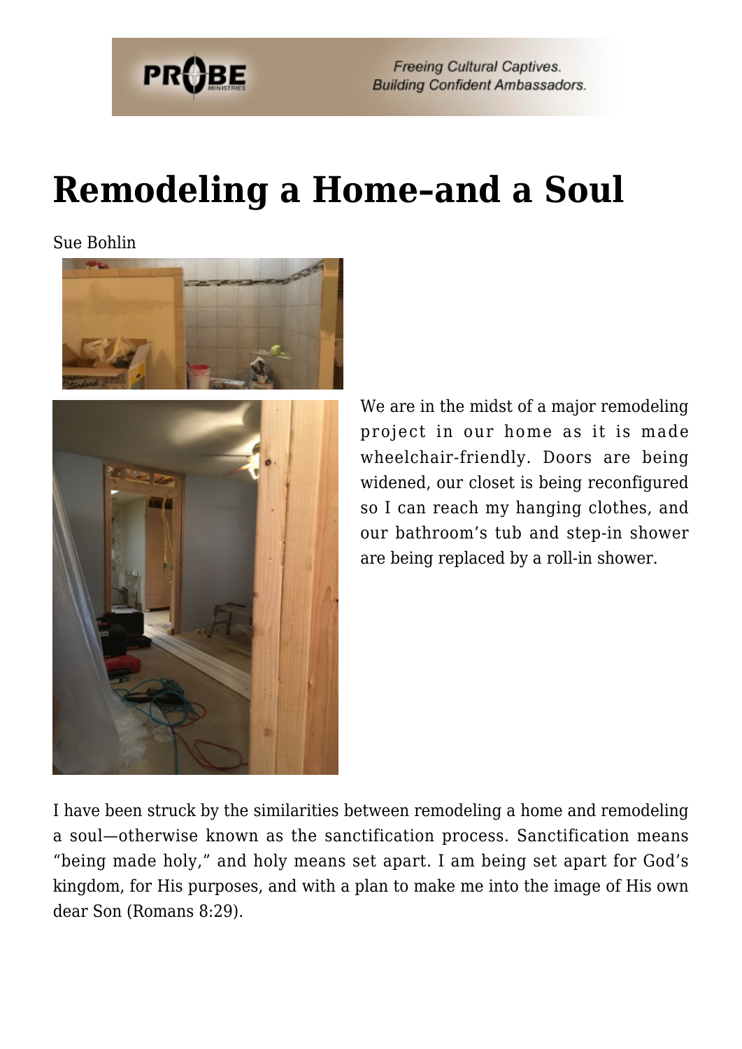# Remodeling a Home–and a Soul

Sue Bohlin

We are in the midst of a major remodeling project in our home as it is made wheelchair-friendly. Doors are being widened, our closet is being reconfigured so I can reach my hanging clothes, and our bathroom's tub and step-in shower are being replaced by a roll-in shower.

I have been struck by the similarities between remodeling a home and remodeling a soul—otherwise known as the sanctification process. Sanctification means "being made holy," and holy means set apart. I am being set apart for God's kingdom, for His purposes, and with a plan to make me into the image of His own dear Son (Romans 8:29).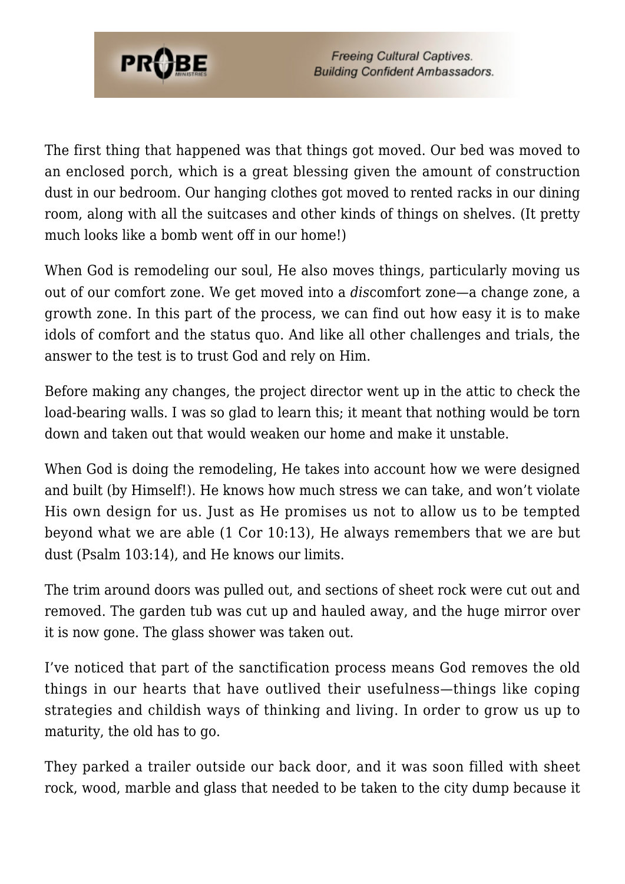The first thing that happened was that things got moved. Our bed was moved to an enclosed porch, which is a great blessing given the amount of construction dust in our bedroom. Our hanging clothes got moved to rented racks in our dining room, along with all the suitcases and other kinds of things on shelves. (It pretty much looks like a bomb went off in our home!)

When God is remodeling our soul, He also moves things, particularly moving us out of our comfort zone. We get moved into a *dis*comfort zone—a change zone, a growth zone. In this part of the process, we can find out how easy it is to make idols of comfort and the status quo. And like all other challenges and trials, the answer to the test is to trust God and rely on Him.

Before making any changes, the project director went up in the attic to check the load-bearing walls. I was so glad to learn this; it meant that nothing would be torn down and taken out that would weaken our home and make it unstable.

When God is doing the remodeling, He takes into account how we were designed and built (by Himself!). He knows how much stress we can take, and won't violate His own design for us. Just as He promises us not to allow us to be tempted beyond what we are able (1 Cor 10:13), He always remembers that we are but dust (Psalm 103:14), and He knows our limits.

The trim around doors was pulled out, and sections of sheet rock were cut out and removed. The garden tub was cut up and hauled away, and the huge mirror over it is now gone. The glass shower was taken out.

I've noticed that part of the sanctification process means God removes the old things in our hearts that have outlived their usefulness—things like coping strategies and childish ways of thinking and living. In order to grow us up to maturity, the old has to go.

They parked a trailer outside our back door, and it was soon filled with sheet rock, wood, marble and glass that needed to be taken to the city dump because it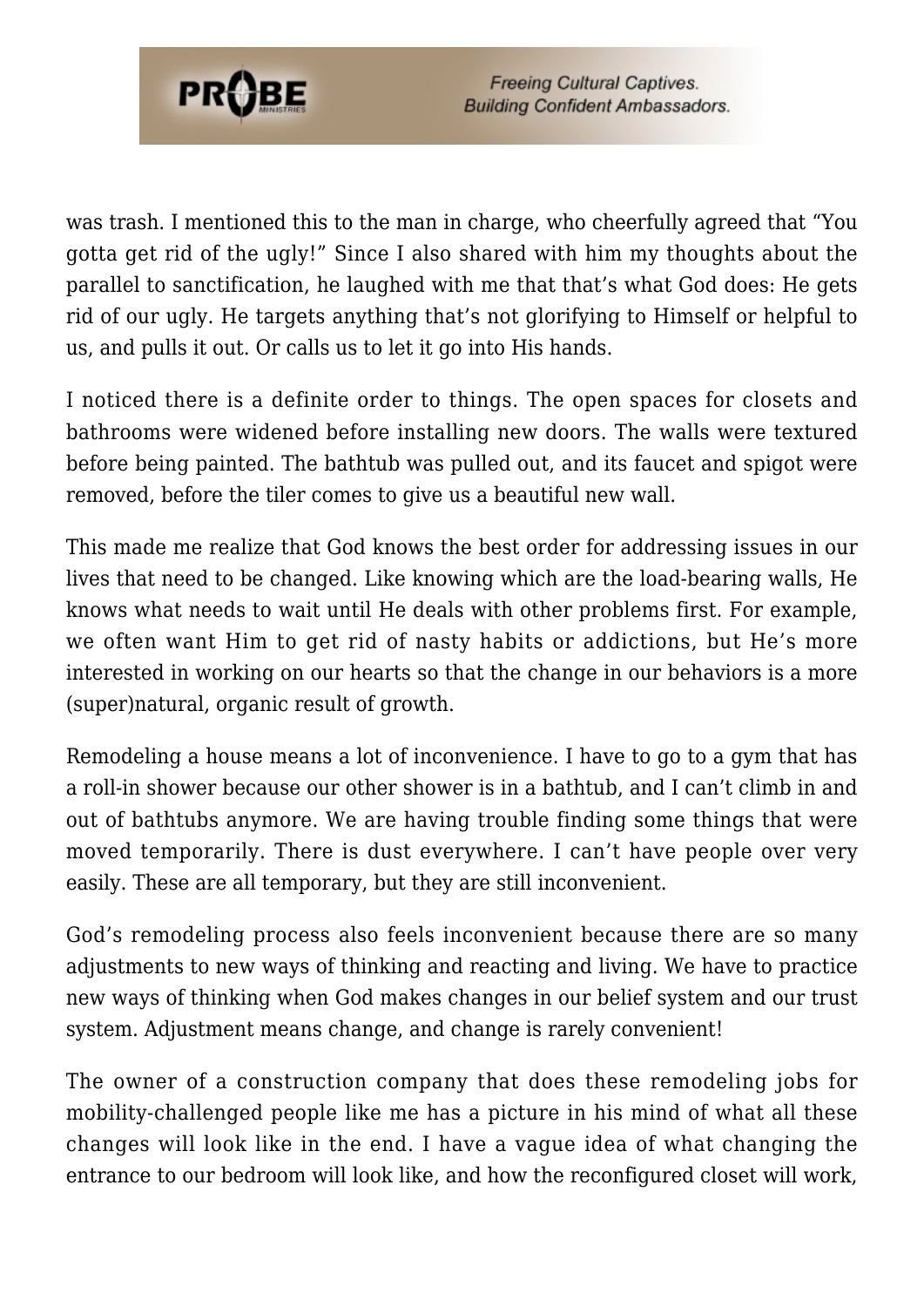was trash. I mentioned this to the man in charge, who cheerfully agreed that "You gotta get rid of the ugly!" Since I also shared with him my thoughts about the parallel to sanctification, he laughed with me that that's what God does: He gets rid of our ugly. He targets anything that's not glorifying to Himself or helpful to us, and pulls it out. Or calls us to let it go into His hands.

I noticed there is a definite order to things. The open spaces for closets and bathrooms were widened before installing new doors. The walls were textured before being painted. The bathtub was pulled out, and its faucet and spigot were removed, before the tiler comes to give us a beautiful new wall.

This made me realize that God knows the best order for addressing issues in our lives that need to be changed. Like knowing which are the load-bearing walls, He knows what needs to wait until He deals with other problems first. For example, we often want Him to get rid of nasty habits or addictions, but He's more interested in working on our hearts so that the change in our behaviors is a more (super)natural, organic result of growth.

Remodeling a house means a lot of inconvenience. I have to go to a gym that has a roll-in shower because our other shower is in a bathtub, and I can't climb in and out of bathtubs anymore. We are having trouble finding some things that were moved temporarily. There is dust everywhere. I can't have people over very easily. These are all temporary, but they are still inconvenient.

God's remodeling process also feels inconvenient because there are so many adjustments to new ways of thinking and reacting and living. We have to practice new ways of thinking when God makes changes in our belief system and our trust system. Adjustment means change, and change is rarely convenient!

The owner of a construction company that does these remodeling jobs for mobility-challenged people like me has a picture in his mind of what all these changes will look like in the end. I have a vague idea of what changing the entrance to our bedroom will look like, and how the reconfigured closet will work,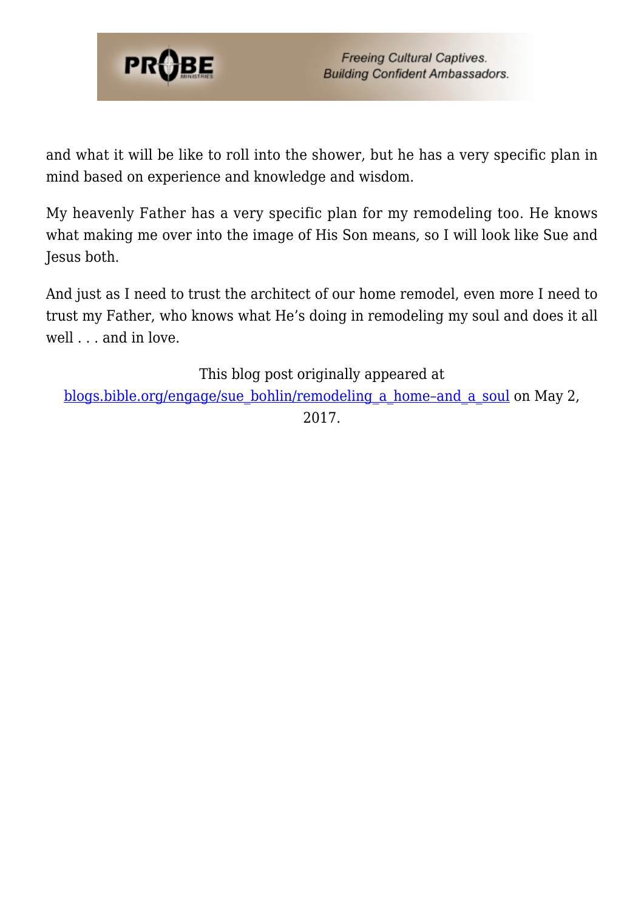and what it will be like to roll into the shower, but he has a very specific plan in mind based on experience and knowledge and wisdom.

My heavenly Father has a very specific plan for my remodeling too. He knows what making me over into the image of His Son means, so I will look like Sue and Jesus both.

And just as I need to trust the architect of our home remodel, even more I need to trust my Father, who knows what He's doing in remodeling my soul and does it all well . . . and in love.

This blog post originally appeared at [blogs.bible.org/engage/sue_bohlin/remodeling_a_home–and_a_soul](blogs.bible.org/engage/sue_bohlin/remodeling_a_home–and_a_soul) on May 2, 2017.